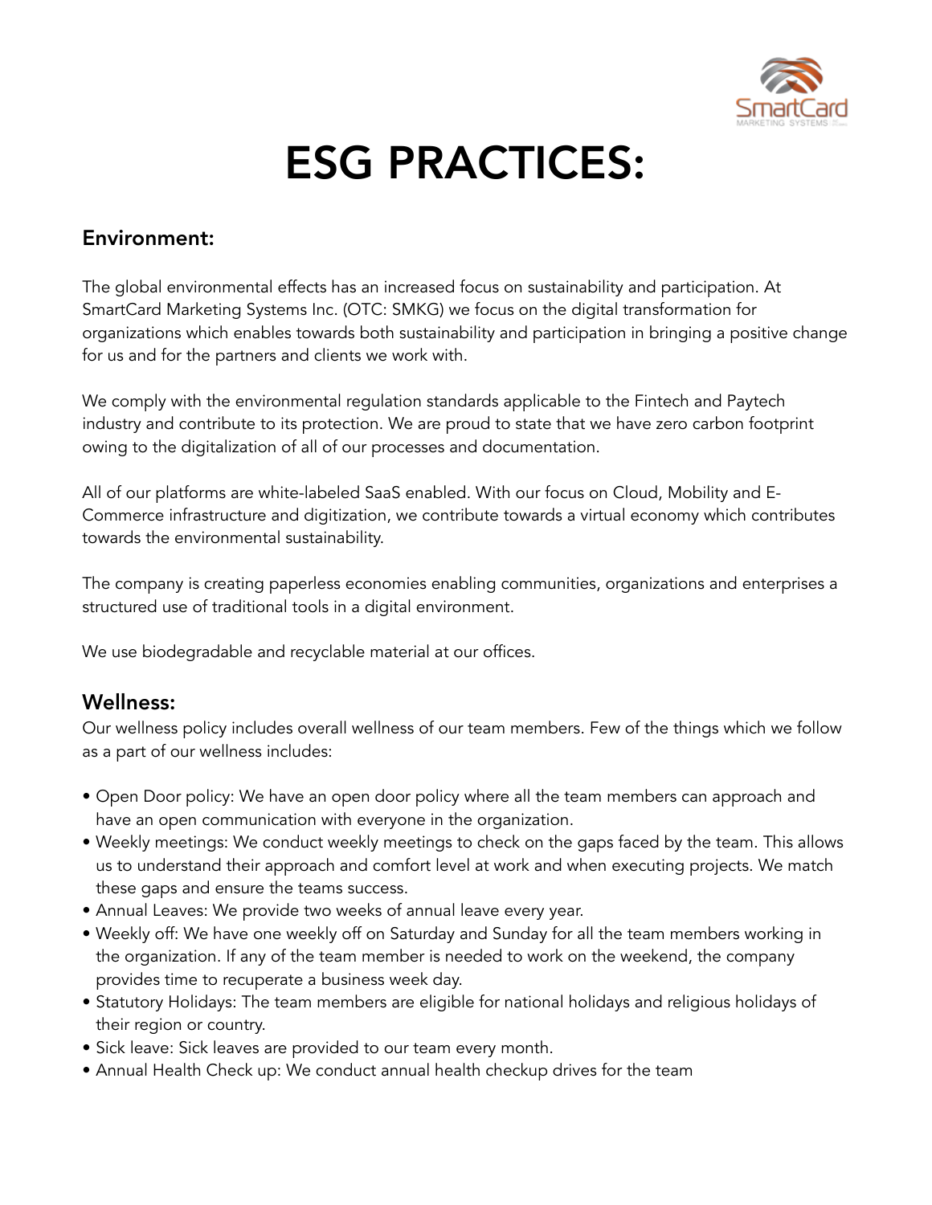# ESG PRACTICES:

## Environment:

The global environmental effects has an increased focus on sustainability and participation. At SmartCard Marketing Systems Inc. (OTC: SMKG) we focus on the digital transformation for organizations which enables towards both sustainability and participation in bringing a positive change for us and for the partners and clients we work with.

We comply with the environmental regulation standards applicable to the Fintech and Paytech industry and contribute to its protection. We are proud to state that we have zero carbon footprint owing to the digitalization of all of our processes and documentation.

All of our platforms are white-labeled SaaS enabled. With our focus on Cloud, Mobility and E-Commerce infrastructure and digitization, we contribute towards a virtual economy which contributes towards the environmental sustainability.

The company is creating paperless economies enabling communities, organizations and enterprises a structured use of traditional tools in a digital environment.

We use biodegradable and recyclable material at our offices.

## Wellness:

Our wellness policy includes overall wellness of our team members. Few of the things which we follow as a part of our wellness includes:

- Open Door policy: We have an open door policy where all the team members can approach and have an open communication with everyone in the organization.
- Weekly meetings: We conduct weekly meetings to check on the gaps faced by the team. This allows us to understand their approach and comfort level at work and when executing projects. We match these gaps and ensure the teams success.
- Annual Leaves: We provide two weeks of annual leave every year.
- Weekly off: We have one weekly off on Saturday and Sunday for all the team members working in the organization. If any of the team member is needed to work on the weekend, the company provides time to recuperate a business week day.
- Statutory Holidays: The team members are eligible for national holidays and religious holidays of their region or country.
- Sick leave: Sick leaves are provided to our team every month.
- Annual Health Check up: We conduct annual health checkup drives for the team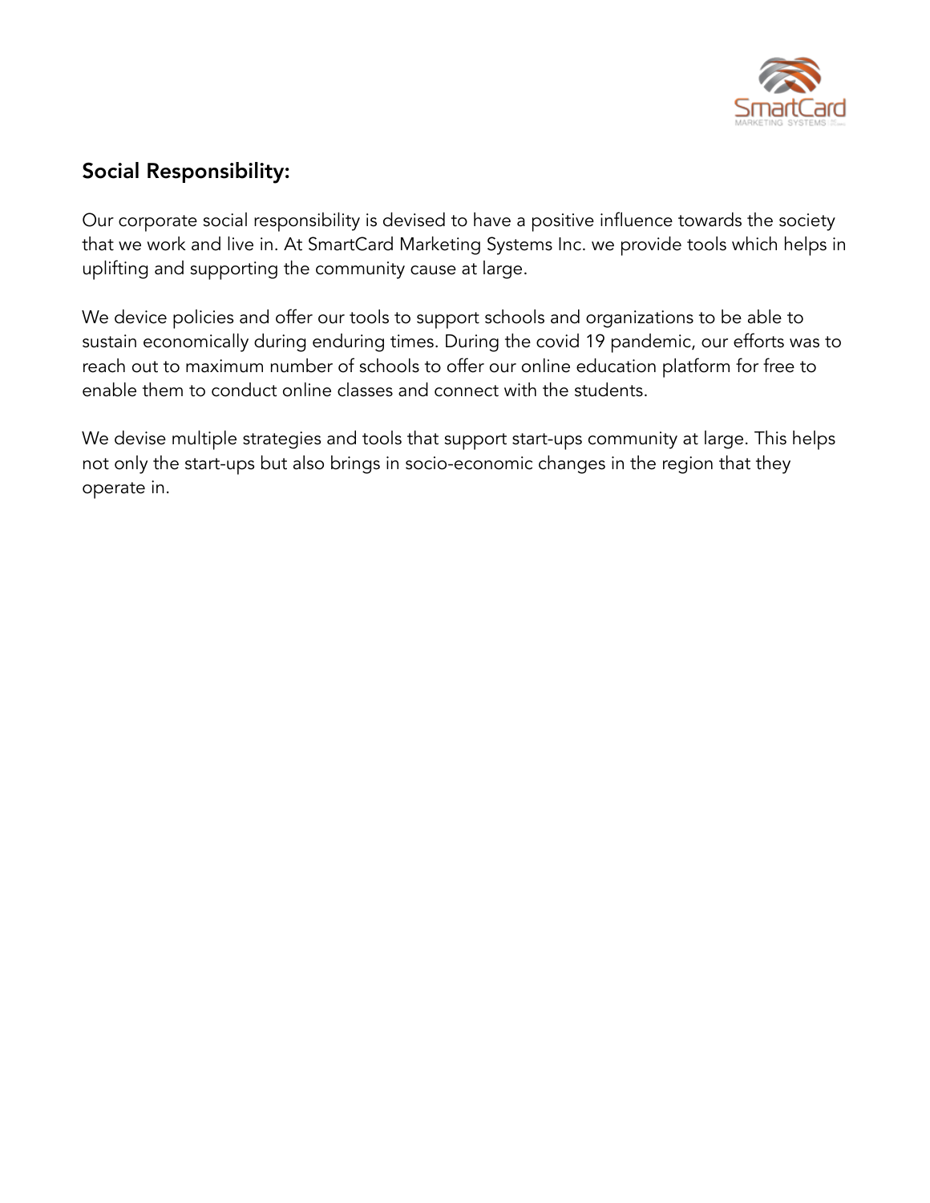## Social Responsibility:

Our corporate social responsibility is devised to have a positive influence towards the society that we work and live in. At SmartCard Marketing Systems Inc. we provide tools which helps in uplifting and supporting the community cause at large.

We device policies and offer our tools to support schools and organizations to be able to sustain economically during enduring times. During the covid 19 pandemic, our efforts was to reach out to maximum number of schools to offer our online education platform for free to enable them to conduct online classes and connect with the students.

We devise multiple strategies and tools that support start-ups community at large. This helps not only the start-ups but also brings in socio-economic changes in the region that they operate in.